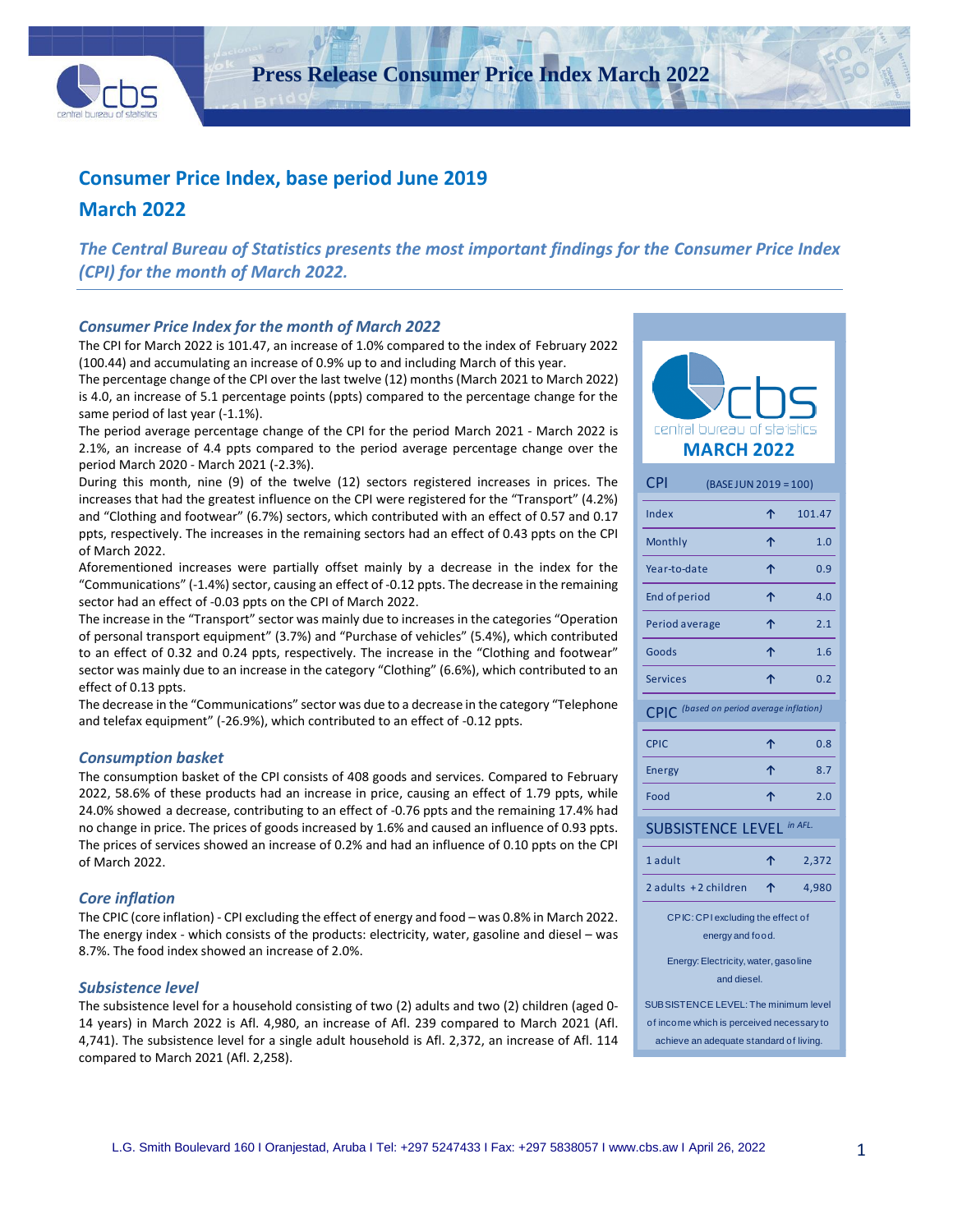# Press Release Consumer Price Index March 2022

## Consumer Price Index, base period June 2019

## March 2022

*The Central Bureau of Statistics presents the most important findings for the Consumer Price Index (CPI) for the month of March 2022.*

### *Consumer Price Index for the month of March 2022*

The CPI for March 2022 is 101.47, an increase of 1.0% compared to the index of February 2022 (100.44) and accumulating an increase of 0.9% up to and including March of this year.

The percentage change of the CPI over the last twelve (12) months (March 2021 to March 2022) is 4.0, an increase of 5.1 percentage points (ppts) compared to the percentage change for the same period of last year (-1.1%).

The period average percentage change of the CPI for the period March 2021 - March 2022 is 2.1%, an increase of 4.4 ppts compared to the period average percentage change over the period March 2020 - March 2021 (-2.3%).

During this month, nine (9) of the twelve (12) sectors registered increases in prices. The increases that had the greatest influence on the CPI were registered for the "Transport" (4.2%) and "Clothing and footwear" (6.7%) sectors, which contributed with an effect of 0.57 and 0.17 ppts, respectively. The increases in the remaining sectors had an effect of 0.43 ppts on the CPI of March 2022.

Aforementioned increases were partially offset mainly by a decrease in the index for the "Communications" (-1.4%) sector, causing an effect of -0.12 ppts. The decrease in the remaining sector had an effect of -0.03 ppts on the CPI of March 2022.

The increase in the "Transport" sector was mainly due to increases in the categories "Operation of personal transport equipment" (3.7%) and "Purchase of vehicles" (5.4%), which contributed to an effect of 0.32 and 0.24 ppts, respectively. The increase in the "Clothing and footwear" sector was mainly due to an increase in the category "Clothing" (6.6%), which contributed to an effect of 0.13 ppts.

The decrease in the "Communications" sector was due to a decrease in the category "Telephone and telefax equipment" (-26.9%), which contributed to an effect of -0.12 ppts.

### *Consumption basket*

The consumption basket of the CPI consists of 408 goods and services. Compared to February 2022, 58.6% of these products had an increase in price, causing an effect of 1.79 ppts, while 24.0% showed a decrease, contributing to an effect of -0.76 ppts and the remaining 17.4% had no change in price. The prices of goods increased by 1.6% and caused an influence of 0.93 ppts. The prices of services showed an increase of 0.2% and had an influence of 0.10 ppts on the CPI of March 2022.

### *Core inflation*

The CPIC (core inflation) - CPI excluding the effect of energy and food – was 0.8% in March 2022. The energy index - which consists of the products: electricity, water, gasoline and diesel – was 8.7%. The food index showed an increase of 2.0%.

### *Subsistence level*

The subsistence level for a household consisting of two (2) adults and two (2) children (aged 0-14 years) in March 2022 is Afl. 4,980, an increase of Afl. 239 compared to March 2021 (Afl. 4,741). The subsistence level for a single adult household is Afl. 2,372, an increase of Afl. 114 compared to March 2021 (Afl. 2,258).

---

**cbs central bureau of statistics**

**MARCH 2022**

| CPI (BASE JUN 2019 = 100) | | |
|---|---|---|
| Index | ↑ | 101.47 |
| Monthly | ↑ | 1.0 |
| Year-to-date | ↑ | 0.9 |
| End of period | ↑ | 4.0 |
| Period average | ↑ | 2.1 |
| Goods | ↑ | 1.6 |
| Services | ↑ | 0.2 |

| CPIC *(based on period average inflation)* | | |
|---|---|---|
| CPIC | ↑ | 0.8 |
| Energy | ↑ | 8.7 |
| Food | ↑ | 2.0 |

| SUBSISTENCE LEVEL *in AFL.* | | |
|---|---|---|
| 1 adult | ↑ | 2,372 |
| 2 adults + 2 children | ↑ | 4,980 |

CPIC: CPI excluding the effect of energy and food.

Energy: Electricity, water, gasoline and diesel.

SUBSISTENCE LEVEL: The minimum level of income which is perceived necessary to achieve an adequate standard of living.

L.G. Smith Boulevard 160 I Oranjestad, Aruba I Tel: +297 5247433 I Fax: +297 5838057 I www.cbs.aw I April 26, 2022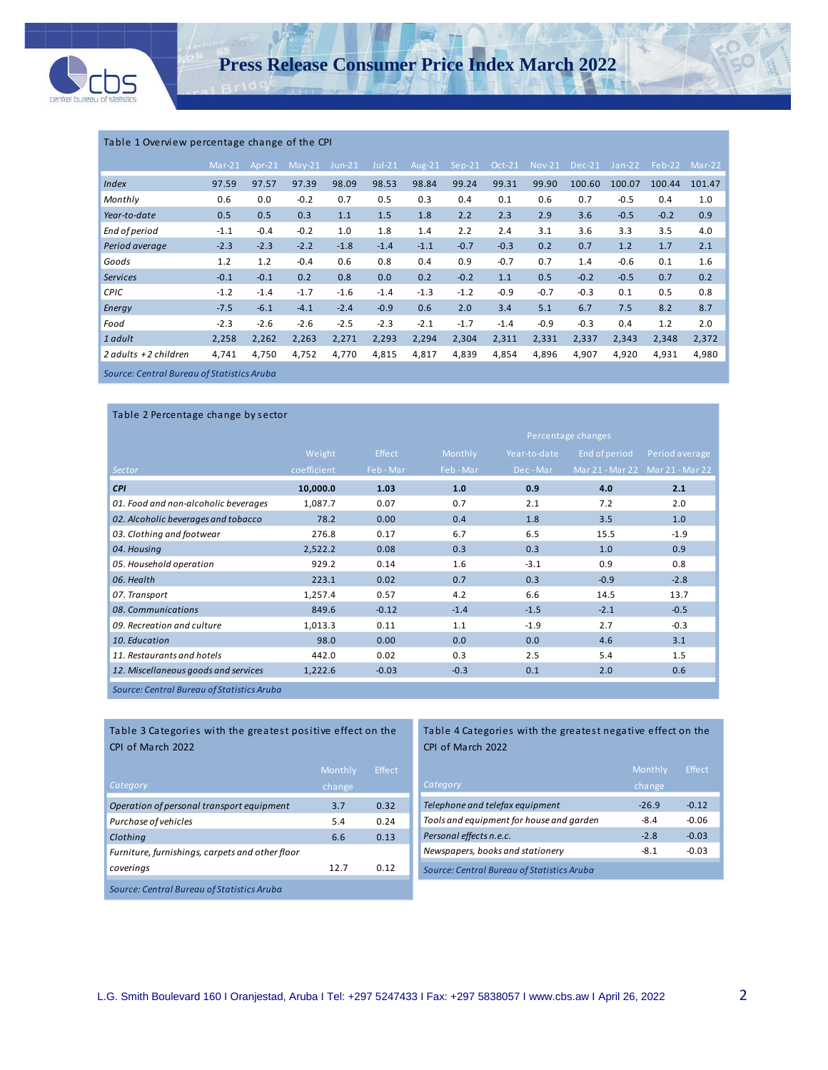Table 1 Overview percentage change of the CPI

| | Mar-21 | Apr-21 | May-21 | Jun-21 | Jul-21 | Aug-21 | Sep-21 | Oct-21 | Nov-21 | Dec-21 | Jan-22 | Feb-22 | Mar-22 |
|---|---|---|---|---|---|---|---|---|---|---|---|---|---|
| *Index* | 97.59 | 97.57 | 97.39 | 98.09 | 98.53 | 98.84 | 99.24 | 99.31 | 99.90 | 100.60 | 100.07 | 100.44 | 101.47 |
| *Monthly* | 0.6 | 0.0 | -0.2 | 0.7 | 0.5 | 0.3 | 0.4 | 0.1 | 0.6 | 0.7 | -0.5 | 0.4 | 1.0 |
| *Year-to-date* | 0.5 | 0.5 | 0.3 | 1.1 | 1.5 | 1.8 | 2.2 | 2.3 | 2.9 | 3.6 | -0.5 | -0.2 | 0.9 |
| *End of period* | -1.1 | -0.4 | -0.2 | 1.0 | 1.8 | 1.4 | 2.2 | 2.4 | 3.1 | 3.6 | 3.3 | 3.5 | 4.0 |
| *Period average* | -2.3 | -2.3 | -2.2 | -1.8 | -1.4 | -1.1 | -0.7 | -0.3 | 0.2 | 0.7 | 1.2 | 1.7 | 2.1 |
| *Goods* | 1.2 | 1.2 | -0.4 | 0.6 | 0.8 | 0.4 | 0.9 | -0.7 | 0.7 | 1.4 | -0.6 | 0.1 | 1.6 |
| *Services* | -0.1 | -0.1 | 0.2 | 0.8 | 0.0 | 0.2 | -0.2 | 1.1 | 0.5 | -0.2 | -0.5 | 0.7 | 0.2 |
| *CPIC* | -1.2 | -1.4 | -1.7 | -1.6 | -1.4 | -1.3 | -1.2 | -0.9 | -0.7 | -0.3 | 0.1 | 0.5 | 0.8 |
| *Energy* | -7.5 | -6.1 | -4.1 | -2.4 | -0.9 | 0.6 | 2.0 | 3.4 | 5.1 | 6.7 | 7.5 | 8.2 | 8.7 |
| *Food* | -2.3 | -2.6 | -2.6 | -2.5 | -2.3 | -2.1 | -1.7 | -1.4 | -0.9 | -0.3 | 0.4 | 1.2 | 2.0 |
| *1 adult* | 2,258 | 2,262 | 2,263 | 2,271 | 2,293 | 2,294 | 2,304 | 2,311 | 2,331 | 2,337 | 2,343 | 2,348 | 2,372 |
| *2 adults + 2 children* | 4,741 | 4,750 | 4,752 | 4,770 | 4,815 | 4,817 | 4,839 | 4,854 | 4,896 | 4,907 | 4,920 | 4,931 | 4,980 |

*Source: Central Bureau of Statistics Aruba*

Table 2 Percentage change by sector

| | | | Percentage changes | | | |
|---|---|---|---|---|---|---|
| | Weight | Effect | Monthly | Year-to-date | End of period | Period average |
| *Sector* | coefficient | Feb - Mar | Feb - Mar | Dec - Mar | Mar 21 - Mar 22 | Mar 21 - Mar 22 |
| ***CPI*** | **10,000.0** | **1.03** | **1.0** | **0.9** | **4.0** | **2.1** |
| *01. Food and non-alcoholic beverages* | 1,087.7 | 0.07 | 0.7 | 2.1 | 7.2 | 2.0 |
| *02. Alcoholic beverages and tobacco* | 78.2 | 0.00 | 0.4 | 1.8 | 3.5 | 1.0 |
| *03. Clothing and footwear* | 276.8 | 0.17 | 6.7 | 6.5 | 15.5 | -1.9 |
| *04. Housing* | 2,522.2 | 0.08 | 0.3 | 0.3 | 1.0 | 0.9 |
| *05. Household operation* | 929.2 | 0.14 | 1.6 | -3.1 | 0.9 | 0.8 |
| *06. Health* | 223.1 | 0.02 | 0.7 | 0.3 | -0.9 | -2.8 |
| *07. Transport* | 1,257.4 | 0.57 | 4.2 | 6.6 | 14.5 | 13.7 |
| *08. Communications* | 849.6 | -0.12 | -1.4 | -1.5 | -2.1 | -0.5 |
| *09. Recreation and culture* | 1,013.3 | 0.11 | 1.1 | -1.9 | 2.7 | -0.3 |
| *10. Education* | 98.0 | 0.00 | 0.0 | 0.0 | 4.6 | 3.1 |
| *11. Restaurants and hotels* | 442.0 | 0.02 | 0.3 | 2.5 | 5.4 | 1.5 |
| *12. Miscellaneous goods and services* | 1,222.6 | -0.03 | -0.3 | 0.1 | 2.0 | 0.6 |

*Source: Central Bureau of Statistics Aruba*

Table 3 Categories with the greatest positive effect on the CPI of March 2022

| *Category* | Monthly change | Effect |
|---|---|---|
| *Operation of personal transport equipment* | 3.7 | 0.32 |
| *Purchase of vehicles* | 5.4 | 0.24 |
| *Clothing* | 6.6 | 0.13 |
| *Furniture, furnishings, carpets and other floor coverings* | 12.7 | 0.12 |

*Source: Central Bureau of Statistics Aruba*

Table 4 Categories with the greatest negative effect on the CPI of March 2022

| *Category* | Monthly change | Effect |
|---|---|---|
| *Telephone and telefax equipment* | -26.9 | -0.12 |
| *Tools and equipment for house and garden* | -8.4 | -0.06 |
| *Personal effects n.e.c.* | -2.8 | -0.03 |
| *Newspapers, books and stationery* | -8.1 | -0.03 |

*Source: Central Bureau of Statistics Aruba*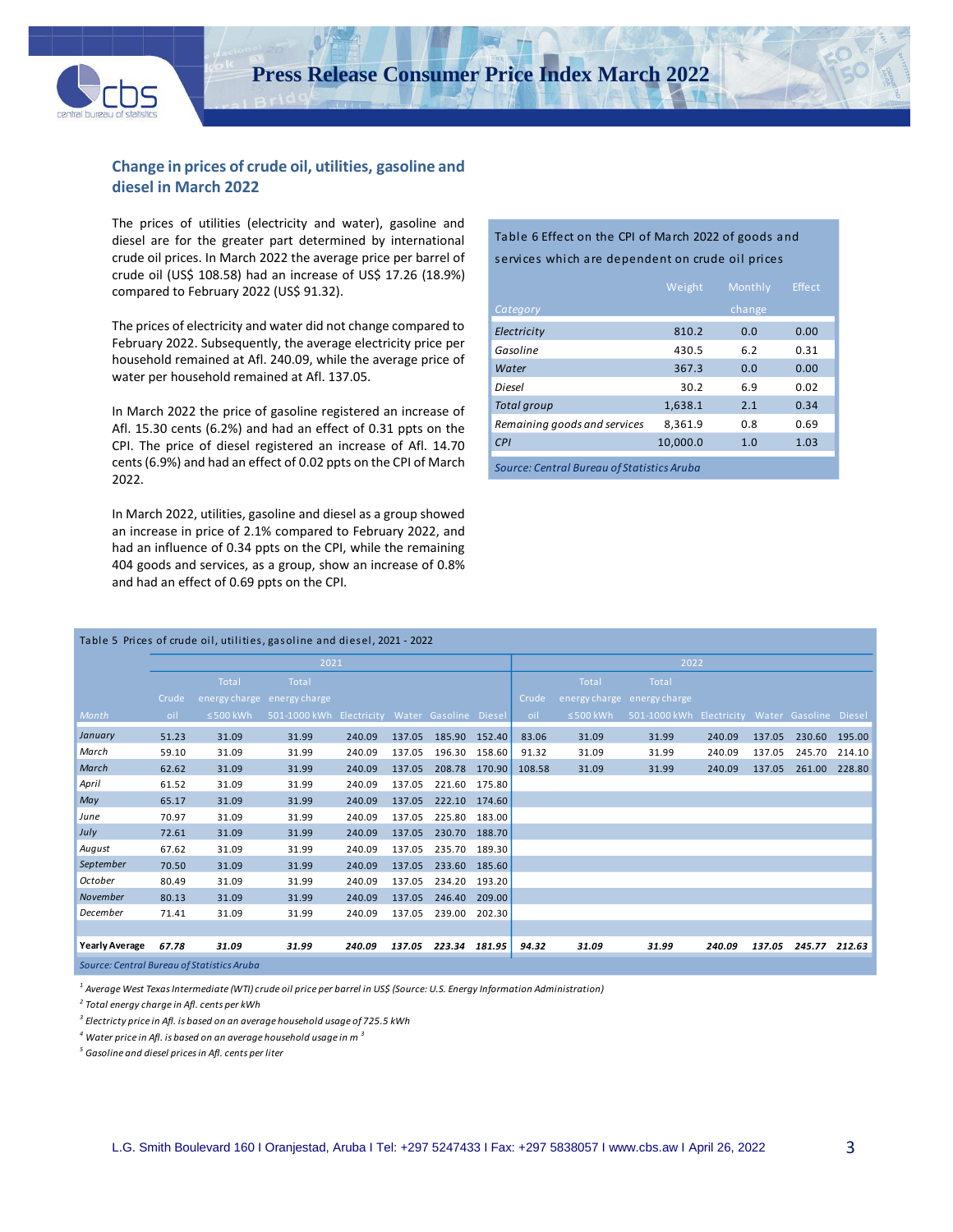## Change in prices of crude oil, utilities, gasoline and diesel in March 2022

The prices of utilities (electricity and water), gasoline and diesel are for the greater part determined by international crude oil prices. In March 2022 the average price per barrel of crude oil (US$ 108.58) had an increase of US$ 17.26 (18.9%) compared to February 2022 (US$ 91.32).

The prices of electricity and water did not change compared to February 2022. Subsequently, the average electricity price per household remained at Afl. 240.09, while the average price of water per household remained at Afl. 137.05.

In March 2022 the price of gasoline registered an increase of Afl. 15.30 cents (6.2%) and had an effect of 0.31 ppts on the CPI. The price of diesel registered an increase of Afl. 14.70 cents (6.9%) and had an effect of 0.02 ppts on the CPI of March 2022.

In March 2022, utilities, gasoline and diesel as a group showed an increase in price of 2.1% compared to February 2022, and had an influence of 0.34 ppts on the CPI, while the remaining 404 goods and services, as a group, show an increase of 0.8% and had an effect of 0.69 ppts on the CPI.

Table 6 Effect on the CPI of March 2022 of goods and services which are dependent on crude oil prices

| Category | Weight | Monthly change | Effect |
|---|---|---|---|
| Electricity | 810.2 | 0.0 | 0.00 |
| Gasoline | 430.5 | 6.2 | 0.31 |
| Water | 367.3 | 0.0 | 0.00 |
| Diesel | 30.2 | 6.9 | 0.02 |
| Total group | 1,638.1 | 2.1 | 0.34 |
| Remaining goods and services | 8,361.9 | 0.8 | 0.69 |
| CPI | 10,000.0 | 1.0 | 1.03 |

Source: Central Bureau of Statistics Aruba

Table 5 Prices of crude oil, utilities, gasoline and diesel, 2021 - 2022

| | 2021 | | | | | | | 2022 | | | | | | |
|---|---|---|---|---|---|---|---|---|---|---|---|---|---|---|
| Month | Crude oil | Total energy charge ≤500 kWh | Total energy charge 501-1000 kWh | Electricity | Water | Gasoline | Diesel | Crude oil | Total energy charge ≤500 kWh | Total energy charge 501-1000 kWh | Electricity | Water | Gasoline | Diesel |
| January | 51.23 | 31.09 | 31.99 | 240.09 | 137.05 | 185.90 | 152.40 | 83.06 | 31.09 | 31.99 | 240.09 | 137.05 | 230.60 | 195.00 |
| March | 59.10 | 31.09 | 31.99 | 240.09 | 137.05 | 196.30 | 158.60 | 91.32 | 31.09 | 31.99 | 240.09 | 137.05 | 245.70 | 214.10 |
| March | 62.62 | 31.09 | 31.99 | 240.09 | 137.05 | 208.78 | 170.90 | 108.58 | 31.09 | 31.99 | 240.09 | 137.05 | 261.00 | 228.80 |
| April | 61.52 | 31.09 | 31.99 | 240.09 | 137.05 | 221.60 | 175.80 | | | | | | | |
| May | 65.17 | 31.09 | 31.99 | 240.09 | 137.05 | 222.10 | 174.60 | | | | | | | |
| June | 70.97 | 31.09 | 31.99 | 240.09 | 137.05 | 225.80 | 183.00 | | | | | | | |
| July | 72.61 | 31.09 | 31.99 | 240.09 | 137.05 | 230.70 | 188.70 | | | | | | | |
| August | 67.62 | 31.09 | 31.99 | 240.09 | 137.05 | 235.70 | 189.30 | | | | | | | |
| September | 70.50 | 31.09 | 31.99 | 240.09 | 137.05 | 233.60 | 185.60 | | | | | | | |
| October | 80.49 | 31.09 | 31.99 | 240.09 | 137.05 | 234.20 | 193.20 | | | | | | | |
| November | 80.13 | 31.09 | 31.99 | 240.09 | 137.05 | 246.40 | 209.00 | | | | | | | |
| December | 71.41 | 31.09 | 31.99 | 240.09 | 137.05 | 239.00 | 202.30 | | | | | | | |
| **Yearly Average** | ***67.78*** | ***31.09*** | ***31.99*** | ***240.09*** | ***137.05*** | ***223.34*** | ***181.95*** | ***94.32*** | ***31.09*** | ***31.99*** | ***240.09*** | ***137.05*** | ***245.77*** | ***212.63*** |

Source: Central Bureau of Statistics Aruba

[1] *Average West Texas Intermediate (WTI) crude oil price per barrel in US$ (Source: U.S. Energy Information Administration)*

[2] *Total energy charge in Afl. cents per kWh*

[3] *Electricty price in Afl. is based on an average household usage of 725.5 kWh*

[4] *Water price in Afl. is based on an average household usage in $m^3$*

[5] *Gasoline and diesel prices in Afl. cents per liter*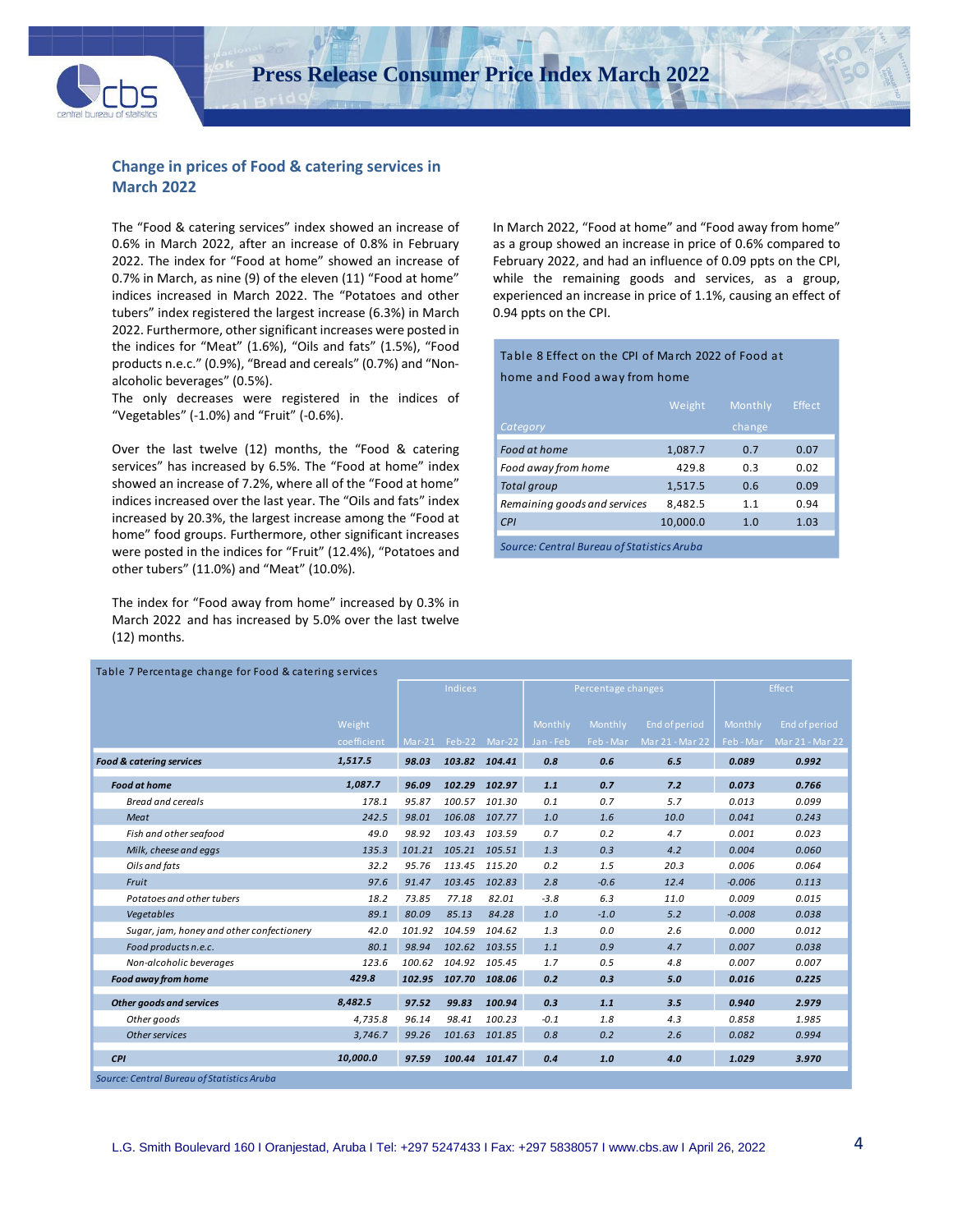## Change in prices of Food & catering services in March 2022

The "Food & catering services" index showed an increase of 0.6% in March 2022, after an increase of 0.8% in February 2022. The index for "Food at home" showed an increase of 0.7% in March, as nine (9) of the eleven (11) "Food at home" indices increased in March 2022. The "Potatoes and other tubers" index registered the largest increase (6.3%) in March 2022. Furthermore, other significant increases were posted in the indices for "Meat" (1.6%), "Oils and fats" (1.5%), "Food products n.e.c." (0.9%), "Bread and cereals" (0.7%) and "Non-alcoholic beverages" (0.5%).

The only decreases were registered in the indices of "Vegetables" (-1.0%) and "Fruit" (-0.6%).

Over the last twelve (12) months, the "Food & catering services" has increased by 6.5%. The "Food at home" index showed an increase of 7.2%, where all of the "Food at home" indices increased over the last year. The "Oils and fats" index increased by 20.3%, the largest increase among the "Food at home" food groups. Furthermore, other significant increases were posted in the indices for "Fruit" (12.4%), "Potatoes and other tubers" (11.0%) and "Meat" (10.0%).

The index for "Food away from home" increased by 0.3% in March 2022 and has increased by 5.0% over the last twelve (12) months.

In March 2022, "Food at home" and "Food away from home" as a group showed an increase in price of 0.6% compared to February 2022, and had an influence of 0.09 ppts on the CPI, while the remaining goods and services, as a group, experienced an increase in price of 1.1%, causing an effect of 0.94 ppts on the CPI.

Table 8 Effect on the CPI of March 2022 of Food at home and Food away from home

| Category | Weight | Monthly change | Effect |
|---|---|---|---|
| *Food at home* | 1,087.7 | 0.7 | 0.07 |
| *Food away from home* | 429.8 | 0.3 | 0.02 |
| *Total group* | 1,517.5 | 0.6 | 0.09 |
| *Remaining goods and services* | 8,482.5 | 1.1 | 0.94 |
| *CPI* | 10,000.0 | 1.0 | 1.03 |

*Source: Central Bureau of Statistics Aruba*

Table 7 Percentage change for Food & catering services

| | | Indices | | | Percentage changes | | | Effect | |
|---|---|---|---|---|---|---|---|---|---|
| | Weight coefficient | Mar-21 | Feb-22 | Mar-22 | Monthly Jan - Feb | Monthly Feb - Mar | End of period Mar 21 - Mar 22 | Monthly Feb - Mar | End of period Mar 21 - Mar 22 |
| ***Food & catering services*** | *1,517.5* | *98.03* | *103.82* | *104.41* | *0.8* | *0.6* | *6.5* | *0.089* | *0.992* |
| ***Food at home*** | *1,087.7* | *96.09* | *102.29* | *102.97* | *1.1* | *0.7* | *7.2* | *0.073* | *0.766* |
| *Bread and cereals* | *178.1* | *95.87* | *100.57* | *101.30* | *0.1* | *0.7* | *5.7* | *0.013* | *0.099* |
| *Meat* | *242.5* | *98.01* | *106.08* | *107.77* | *1.0* | *1.6* | *10.0* | *0.041* | *0.243* |
| *Fish and other seafood* | *49.0* | *98.92* | *103.43* | *103.59* | *0.7* | *0.2* | *4.7* | *0.001* | *0.023* |
| *Milk, cheese and eggs* | *135.3* | *101.21* | *105.21* | *105.51* | *1.3* | *0.3* | *4.2* | *0.004* | *0.060* |
| *Oils and fats* | *32.2* | *95.76* | *113.45* | *115.20* | *0.2* | *1.5* | *20.3* | *0.006* | *0.064* |
| *Fruit* | *97.6* | *91.47* | *103.45* | *102.83* | *2.8* | *-0.6* | *12.4* | *-0.006* | *0.113* |
| *Potatoes and other tubers* | *18.2* | *73.85* | *77.18* | *82.01* | *-3.8* | *6.3* | *11.0* | *0.009* | *0.015* |
| *Vegetables* | *89.1* | *80.09* | *85.13* | *84.28* | *1.0* | *-1.0* | *5.2* | *-0.008* | *0.038* |
| *Sugar, jam, honey and other confectionery* | *42.0* | *101.92* | *104.59* | *104.62* | *1.3* | *0.0* | *2.6* | *0.000* | *0.012* |
| *Food products n.e.c.* | *80.1* | *98.94* | *102.62* | *103.55* | *1.1* | *0.9* | *4.7* | *0.007* | *0.038* |
| *Non-alcoholic beverages* | *123.6* | *100.62* | *104.92* | *105.45* | *1.7* | *0.5* | *4.8* | *0.007* | *0.007* |
| ***Food away from home*** | *429.8* | *102.95* | *107.70* | *108.06* | *0.2* | *0.3* | *5.0* | *0.016* | *0.225* |
| ***Other goods and services*** | *8,482.5* | *97.52* | *99.83* | *100.94* | *0.3* | *1.1* | *3.5* | *0.940* | *2.979* |
| *Other goods* | *4,735.8* | *96.14* | *98.41* | *100.23* | *-0.1* | *1.8* | *4.3* | *0.858* | *1.985* |
| *Other services* | *3,746.7* | *99.26* | *101.63* | *101.85* | *0.8* | *0.2* | *2.6* | *0.082* | *0.994* |
| ***CPI*** | *10,000.0* | *97.59* | *100.44* | *101.47* | *0.4* | *1.0* | *4.0* | *1.029* | *3.970* |

*Source: Central Bureau of Statistics Aruba*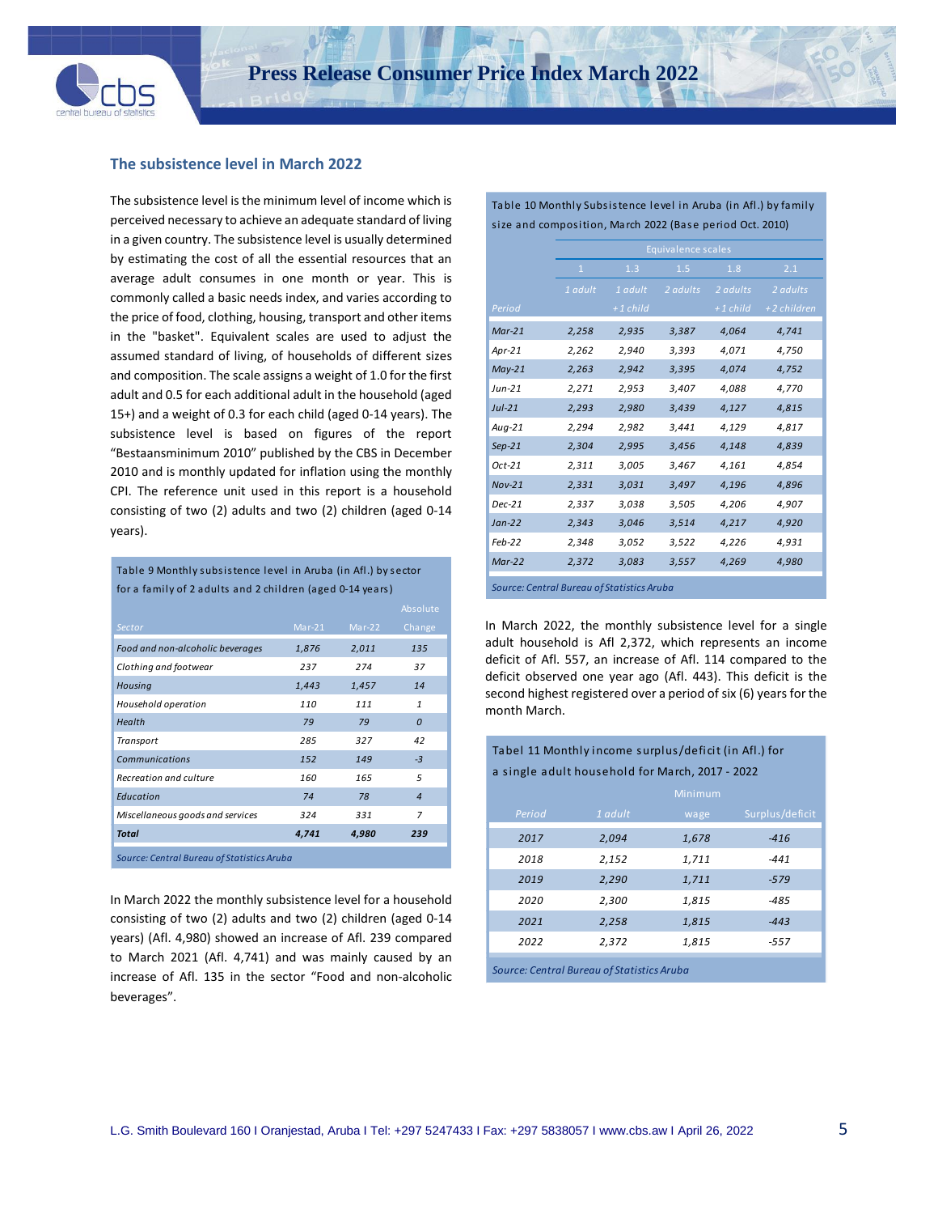## The subsistence level in March 2022

The subsistence level is the minimum level of income which is perceived necessary to achieve an adequate standard of living in a given country. The subsistence level is usually determined by estimating the cost of all the essential resources that an average adult consumes in one month or year. This is commonly called a basic needs index, and varies according to the price of food, clothing, housing, transport and other items in the "basket". Equivalent scales are used to adjust the assumed standard of living, of households of different sizes and composition. The scale assigns a weight of 1.0 for the first adult and 0.5 for each additional adult in the household (aged 15+) and a weight of 0.3 for each child (aged 0-14 years). The subsistence level is based on figures of the report "Bestaansminimum 2010" published by the CBS in December 2010 and is monthly updated for inflation using the monthly CPI. The reference unit used in this report is a household consisting of two (2) adults and two (2) children (aged 0-14 years).

Table 9 Monthly subsistence level in Aruba (in Afl.) by sector for a family of 2 adults and 2 children (aged 0-14 years)

| Sector | Mar-21 | Mar-22 | Absolute Change |
|---|---|---|---|
| Food and non-alcoholic beverages | 1,876 | 2,011 | 135 |
| Clothing and footwear | 237 | 274 | 37 |
| Housing | 1,443 | 1,457 | 14 |
| Household operation | 110 | 111 | 1 |
| Health | 79 | 79 | 0 |
| Transport | 285 | 327 | 42 |
| Communications | 152 | 149 | -3 |
| Recreation and culture | 160 | 165 | 5 |
| Education | 74 | 78 | 4 |
| Miscellaneous goods and services | 324 | 331 | 7 |
| **Total** | **4,741** | **4,980** | **239** |

*Source: Central Bureau of Statistics Aruba*

In March 2022 the monthly subsistence level for a household consisting of two (2) adults and two (2) children (aged 0-14 years) (Afl. 4,980) showed an increase of Afl. 239 compared to March 2021 (Afl. 4,741) and was mainly caused by an increase of Afl. 135 in the sector "Food and non-alcoholic beverages".

Table 10 Monthly Subsistence level in Aruba (in Afl.) by family size and composition, March 2022 (Base period Oct. 2010)

| | Equivalence scales | | | | |
|---|---|---|---|---|---|
| | 1 | 1.3 | 1.5 | 1.8 | 2.1 |
| Period | 1 adult | 1 adult +1 child | 2 adults | 2 adults +1 child | 2 adults +2 children |
| Mar-21 | 2,258 | 2,935 | 3,387 | 4,064 | 4,741 |
| Apr-21 | 2,262 | 2,940 | 3,393 | 4,071 | 4,750 |
| May-21 | 2,263 | 2,942 | 3,395 | 4,074 | 4,752 |
| Jun-21 | 2,271 | 2,953 | 3,407 | 4,088 | 4,770 |
| Jul-21 | 2,293 | 2,980 | 3,439 | 4,127 | 4,815 |
| Aug-21 | 2,294 | 2,982 | 3,441 | 4,129 | 4,817 |
| Sep-21 | 2,304 | 2,995 | 3,456 | 4,148 | 4,839 |
| Oct-21 | 2,311 | 3,005 | 3,467 | 4,161 | 4,854 |
| Nov-21 | 2,331 | 3,031 | 3,497 | 4,196 | 4,896 |
| Dec-21 | 2,337 | 3,038 | 3,505 | 4,206 | 4,907 |
| Jan-22 | 2,343 | 3,046 | 3,514 | 4,217 | 4,920 |
| Feb-22 | 2,348 | 3,052 | 3,522 | 4,226 | 4,931 |
| Mar-22 | 2,372 | 3,083 | 3,557 | 4,269 | 4,980 |

*Source: Central Bureau of Statistics Aruba*

In March 2022, the monthly subsistence level for a single adult household is Afl 2,372, which represents an income deficit of Afl. 557, an increase of Afl. 114 compared to the deficit observed one year ago (Afl. 443). This deficit is the second highest registered over a period of six (6) years for the month March.

Tabel 11 Monthly income surplus/deficit (in Afl.) for a single adult household for March, 2017 - 2022

| Period | 1 adult | Minimum wage | Surplus/deficit |
|---|---|---|---|
| 2017 | 2,094 | 1,678 | -416 |
| 2018 | 2,152 | 1,711 | -441 |
| 2019 | 2,290 | 1,711 | -579 |
| 2020 | 2,300 | 1,815 | -485 |
| 2021 | 2,258 | 1,815 | -443 |
| 2022 | 2,372 | 1,815 | -557 |

*Source: Central Bureau of Statistics Aruba*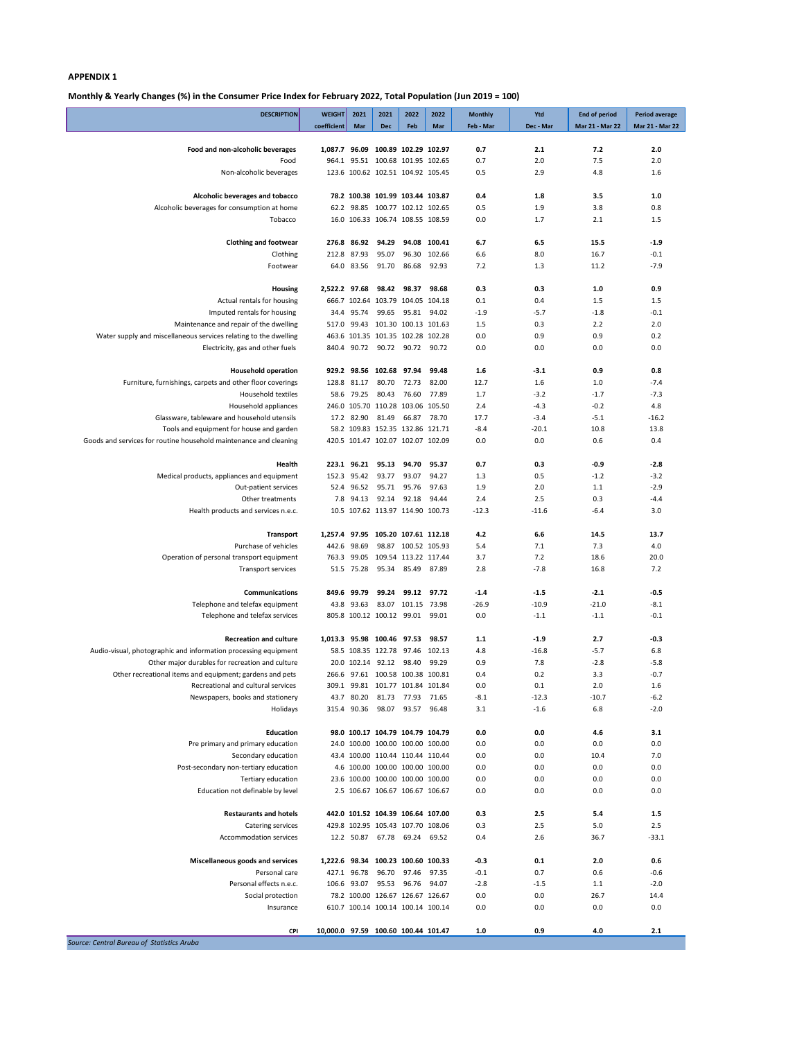**APPENDIX 1**

**Monthly & Yearly Changes (%) in the Consumer Price Index for February 2022, Total Population (Jun 2019 = 100)**

| DESCRIPTION | WEIGHT coefficient | 2021 Mar | 2021 Dec | 2022 Feb | 2022 Mar | Monthly Feb - Mar | Ytd Dec - Mar | End of period Mar 21 - Mar 22 | Period average Mar 21 - Mar 22 |
|---|---|---|---|---|---|---|---|---|---|
| **Food and non-alcoholic beverages** | **1,087.7** | **96.09** | **100.89** | **102.29** | **102.97** | **0.7** | **2.1** | **7.2** | **2.0** |
| Food | 964.1 | 95.51 | 100.68 | 101.95 | 102.65 | 0.7 | 2.0 | 7.5 | 2.0 |
| Non-alcoholic beverages | 123.6 | 100.62 | 102.51 | 104.92 | 105.45 | 0.5 | 2.9 | 4.8 | 1.6 |
| **Alcoholic beverages and tobacco** | **78.2** | **100.38** | **101.99** | **103.44** | **103.87** | **0.4** | **1.8** | **3.5** | **1.0** |
| Alcoholic beverages for consumption at home | 62.2 | 98.85 | 100.77 | 102.12 | 102.65 | 0.5 | 1.9 | 3.8 | 0.8 |
| Tobacco | 16.0 | 106.33 | 106.74 | 108.55 | 108.59 | 0.0 | 1.7 | 2.1 | 1.5 |
| **Clothing and footwear** | **276.8** | **86.92** | **94.29** | **94.08** | **100.41** | **6.7** | **6.5** | **15.5** | **-1.9** |
| Clothing | 212.8 | 87.93 | 95.07 | 96.30 | 102.66 | 6.6 | 8.0 | 16.7 | -0.1 |
| Footwear | 64.0 | 83.56 | 91.70 | 86.68 | 92.93 | 7.2 | 1.3 | 11.2 | -7.9 |
| **Housing** | **2,522.2** | **97.68** | **98.42** | **98.37** | **98.68** | **0.3** | **0.3** | **1.0** | **0.9** |
| Actual rentals for housing | 666.7 | 102.64 | 103.79 | 104.05 | 104.18 | 0.1 | 0.4 | 1.5 | 1.5 |
| Imputed rentals for housing | 34.4 | 95.74 | 99.65 | 95.81 | 94.02 | -1.9 | -5.7 | -1.8 | -0.1 |
| Maintenance and repair of the dwelling | 517.0 | 99.43 | 101.30 | 100.13 | 101.63 | 1.5 | 0.3 | 2.2 | 2.0 |
| Water supply and miscellaneous services relating to the dwelling | 463.6 | 101.35 | 101.35 | 102.28 | 102.28 | 0.0 | 0.9 | 0.9 | 0.2 |
| Electricity, gas and other fuels | 840.4 | 90.72 | 90.72 | 90.72 | 90.72 | 0.0 | 0.0 | 0.0 | 0.0 |
| **Household operation** | **929.2** | **98.56** | **102.68** | **97.94** | **99.48** | **1.6** | **-3.1** | **0.9** | **0.8** |
| Furniture, furnishings, carpets and other floor coverings | 128.8 | 81.17 | 80.70 | 72.73 | 82.00 | 12.7 | 1.6 | 1.0 | -7.4 |
| Household textiles | 58.6 | 79.25 | 80.43 | 76.60 | 77.89 | 1.7 | -3.2 | -1.7 | -7.3 |
| Household appliances | 246.0 | 105.70 | 110.28 | 103.06 | 105.50 | 2.4 | -4.3 | -0.2 | 4.8 |
| Glassware, tableware and household utensils | 17.2 | 82.90 | 81.49 | 66.87 | 78.70 | 17.7 | -3.4 | -5.1 | -16.2 |
| Tools and equipment for house and garden | 58.2 | 109.83 | 152.35 | 132.86 | 121.71 | -8.4 | -20.1 | 10.8 | 13.8 |
| Goods and services for routine household maintenance and cleaning | 420.5 | 101.47 | 102.07 | 102.07 | 102.09 | 0.0 | 0.0 | 0.6 | 0.4 |
| **Health** | **223.1** | **96.21** | **95.13** | **94.70** | **95.37** | **0.7** | **0.3** | **-0.9** | **-2.8** |
| Medical products, appliances and equipment | 152.3 | 95.42 | 93.77 | 93.07 | 94.27 | 1.3 | 0.5 | -1.2 | -3.2 |
| Out-patient services | 52.4 | 96.52 | 95.71 | 95.76 | 97.63 | 1.9 | 2.0 | 1.1 | -2.9 |
| Other treatments | 7.8 | 94.13 | 92.14 | 92.18 | 94.44 | 2.4 | 2.5 | 0.3 | -4.4 |
| Health products and services n.e.c. | 10.5 | 107.62 | 113.97 | 114.90 | 100.73 | -12.3 | -11.6 | -6.4 | 3.0 |
| **Transport** | **1,257.4** | **97.95** | **105.20** | **107.61** | **112.18** | **4.2** | **6.6** | **14.5** | **13.7** |
| Purchase of vehicles | 442.6 | 98.69 | 98.87 | 100.52 | 105.93 | 5.4 | 7.1 | 7.3 | 4.0 |
| Operation of personal transport equipment | 763.3 | 99.05 | 109.54 | 113.22 | 117.44 | 3.7 | 7.2 | 18.6 | 20.0 |
| Transport services | 51.5 | 75.28 | 95.34 | 85.49 | 87.89 | 2.8 | -7.8 | 16.8 | 7.2 |
| **Communications** | **849.6** | **99.79** | **99.24** | **99.12** | **97.72** | **-1.4** | **-1.5** | **-2.1** | **-0.5** |
| Telephone and telefax equipment | 43.8 | 93.63 | 83.07 | 101.15 | 73.98 | -26.9 | -10.9 | -21.0 | -8.1 |
| Telephone and telefax services | 805.8 | 100.12 | 100.12 | 99.01 | 99.01 | 0.0 | -1.1 | -1.1 | -0.1 |
| **Recreation and culture** | **1,013.3** | **95.98** | **100.46** | **97.53** | **98.57** | **1.1** | **-1.9** | **2.7** | **-0.3** |
| Audio-visual, photographic and information processing equipment | 58.5 | 108.35 | 122.78 | 97.46 | 102.13 | 4.8 | -16.8 | -5.7 | 6.8 |
| Other major durables for recreation and culture | 20.0 | 102.14 | 92.12 | 98.40 | 99.29 | 0.9 | 7.8 | -2.8 | -5.8 |
| Other recreational items and equipment; gardens and pets | 266.6 | 97.61 | 100.58 | 100.38 | 100.81 | 0.4 | 0.2 | 3.3 | -0.7 |
| Recreational and cultural services | 309.1 | 99.81 | 101.77 | 101.84 | 101.84 | 0.0 | 0.1 | 2.0 | 1.6 |
| Newspapers, books and stationery | 43.7 | 80.20 | 81.73 | 77.93 | 71.65 | -8.1 | -12.3 | -10.7 | -6.2 |
| Holidays | 315.4 | 90.36 | 98.07 | 93.57 | 96.48 | 3.1 | -1.6 | 6.8 | -2.0 |
| **Education** | **98.0** | **100.17** | **104.79** | **104.79** | **104.79** | **0.0** | **0.0** | **4.6** | **3.1** |
| Pre primary and primary education | 24.0 | 100.00 | 100.00 | 100.00 | 100.00 | 0.0 | 0.0 | 0.0 | 0.0 |
| Secondary education | 43.4 | 100.00 | 110.44 | 110.44 | 110.44 | 0.0 | 0.0 | 10.4 | 7.0 |
| Post-secondary non-tertiary education | 4.6 | 100.00 | 100.00 | 100.00 | 100.00 | 0.0 | 0.0 | 0.0 | 0.0 |
| Tertiary education | 23.6 | 100.00 | 100.00 | 100.00 | 100.00 | 0.0 | 0.0 | 0.0 | 0.0 |
| Education not definable by level | 2.5 | 106.67 | 106.67 | 106.67 | 106.67 | 0.0 | 0.0 | 0.0 | 0.0 |
| **Restaurants and hotels** | **442.0** | **101.52** | **104.39** | **106.64** | **107.00** | **0.3** | **2.5** | **5.4** | **1.5** |
| Catering services | 429.8 | 102.95 | 105.43 | 107.70 | 108.06 | 0.3 | 2.5 | 5.0 | 2.5 |
| Accommodation services | 12.2 | 50.87 | 67.78 | 69.24 | 69.52 | 0.4 | 2.6 | 36.7 | -33.1 |
| **Miscellaneous goods and services** | **1,222.6** | **98.34** | **100.23** | **100.60** | **100.33** | **-0.3** | **0.1** | **2.0** | **0.6** |
| Personal care | 427.1 | 96.78 | 96.70 | 97.46 | 97.35 | -0.1 | 0.7 | 0.6 | -0.6 |
| Personal effects n.e.c. | 106.6 | 93.07 | 95.53 | 96.76 | 94.07 | -2.8 | -1.5 | 1.1 | -2.0 |
| Social protection | 78.2 | 100.00 | 126.67 | 126.67 | 126.67 | 0.0 | 0.0 | 26.7 | 14.4 |
| Insurance | 610.7 | 100.14 | 100.14 | 100.14 | 100.14 | 0.0 | 0.0 | 0.0 | 0.0 |
| **CPI** | **10,000.0** | **97.59** | **100.60** | **100.44** | **101.47** | **1.0** | **0.9** | **4.0** | **2.1** |

*Source: Central Bureau of Statistics Aruba*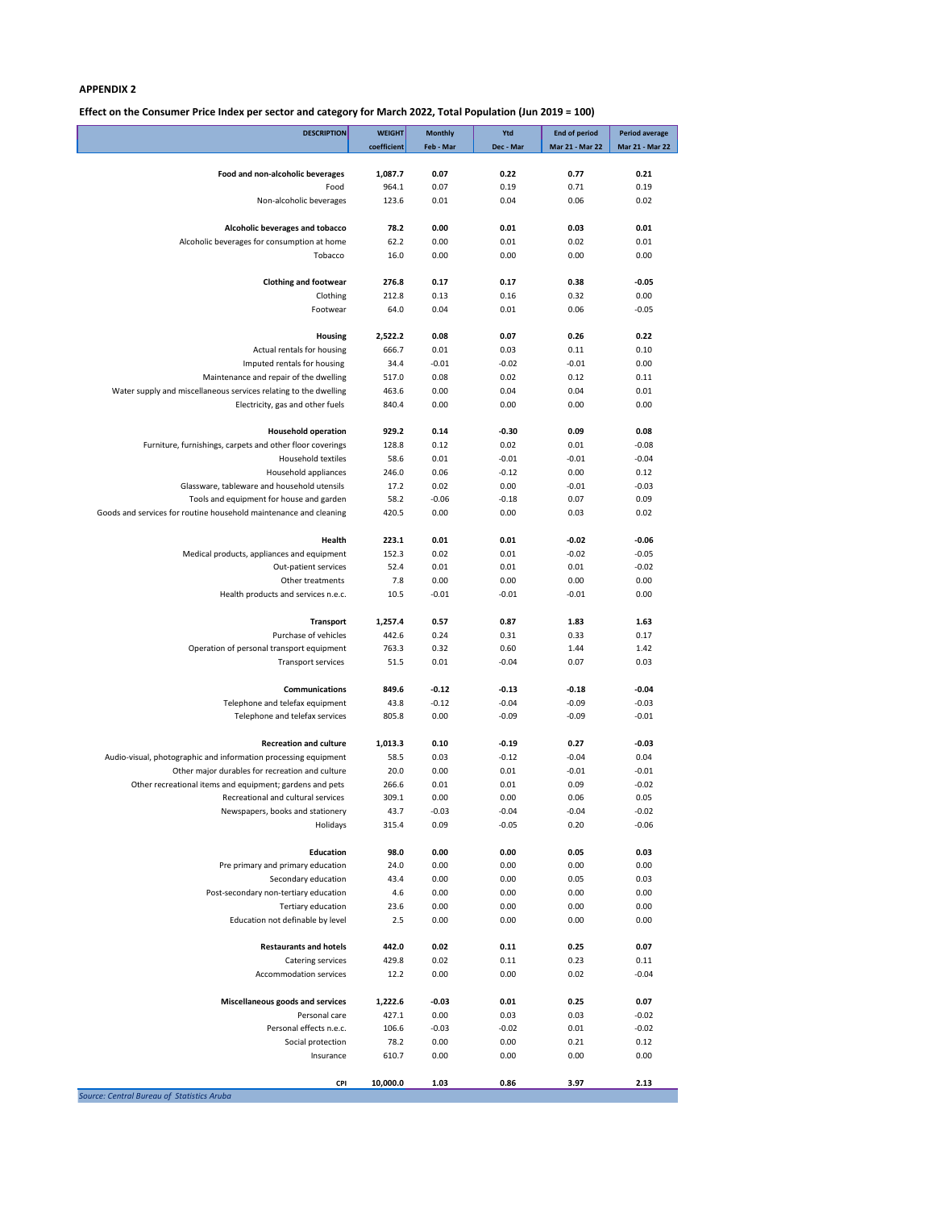**APPENDIX 2**

**Effect on the Consumer Price Index per sector and category for March 2022, Total Population (Jun 2019 = 100)**

| DESCRIPTION | WEIGHT coefficient | Monthly Feb - Mar | Ytd Dec - Mar | End of period Mar 21 - Mar 22 | Period average Mar 21 - Mar 22 |
|---|---|---|---|---|---|
| **Food and non-alcoholic beverages** | **1,087.7** | **0.07** | **0.22** | **0.77** | **0.21** |
| Food | 964.1 | 0.07 | 0.19 | 0.71 | 0.19 |
| Non-alcoholic beverages | 123.6 | 0.01 | 0.04 | 0.06 | 0.02 |
| **Alcoholic beverages and tobacco** | **78.2** | **0.00** | **0.01** | **0.03** | **0.01** |
| Alcoholic beverages for consumption at home | 62.2 | 0.00 | 0.01 | 0.02 | 0.01 |
| Tobacco | 16.0 | 0.00 | 0.00 | 0.00 | 0.00 |
| **Clothing and footwear** | **276.8** | **0.17** | **0.17** | **0.38** | **-0.05** |
| Clothing | 212.8 | 0.13 | 0.16 | 0.32 | 0.00 |
| Footwear | 64.0 | 0.04 | 0.01 | 0.06 | -0.05 |
| **Housing** | **2,522.2** | **0.08** | **0.07** | **0.26** | **0.22** |
| Actual rentals for housing | 666.7 | 0.01 | 0.03 | 0.11 | 0.10 |
| Imputed rentals for housing | 34.4 | -0.01 | -0.02 | -0.01 | 0.00 |
| Maintenance and repair of the dwelling | 517.0 | 0.08 | 0.02 | 0.12 | 0.11 |
| Water supply and miscellaneous services relating to the dwelling | 463.6 | 0.00 | 0.04 | 0.04 | 0.01 |
| Electricity, gas and other fuels | 840.4 | 0.00 | 0.00 | 0.00 | 0.00 |
| **Household operation** | **929.2** | **0.14** | **-0.30** | **0.09** | **0.08** |
| Furniture, furnishings, carpets and other floor coverings | 128.8 | 0.12 | 0.02 | 0.01 | -0.08 |
| Household textiles | 58.6 | 0.01 | -0.01 | -0.01 | -0.04 |
| Household appliances | 246.0 | 0.06 | -0.12 | 0.00 | 0.12 |
| Glassware, tableware and household utensils | 17.2 | 0.02 | 0.00 | -0.01 | -0.03 |
| Tools and equipment for house and garden | 58.2 | -0.06 | -0.18 | 0.07 | 0.09 |
| Goods and services for routine household maintenance and cleaning | 420.5 | 0.00 | 0.00 | 0.03 | 0.02 |
| **Health** | **223.1** | **0.01** | **0.01** | **-0.02** | **-0.06** |
| Medical products, appliances and equipment | 152.3 | 0.02 | 0.01 | -0.02 | -0.05 |
| Out-patient services | 52.4 | 0.01 | 0.01 | 0.01 | -0.02 |
| Other treatments | 7.8 | 0.00 | 0.00 | 0.00 | 0.00 |
| Health products and services n.e.c. | 10.5 | -0.01 | -0.01 | -0.01 | 0.00 |
| **Transport** | **1,257.4** | **0.57** | **0.87** | **1.83** | **1.63** |
| Purchase of vehicles | 442.6 | 0.24 | 0.31 | 0.33 | 0.17 |
| Operation of personal transport equipment | 763.3 | 0.32 | 0.60 | 1.44 | 1.42 |
| Transport services | 51.5 | 0.01 | -0.04 | 0.07 | 0.03 |
| **Communications** | **849.6** | **-0.12** | **-0.13** | **-0.18** | **-0.04** |
| Telephone and telefax equipment | 43.8 | -0.12 | -0.04 | -0.09 | -0.03 |
| Telephone and telefax services | 805.8 | 0.00 | -0.09 | -0.09 | -0.01 |
| **Recreation and culture** | **1,013.3** | **0.10** | **-0.19** | **0.27** | **-0.03** |
| Audio-visual, photographic and information processing equipment | 58.5 | 0.03 | -0.12 | -0.04 | 0.04 |
| Other major durables for recreation and culture | 20.0 | 0.00 | 0.01 | -0.01 | -0.01 |
| Other recreational items and equipment; gardens and pets | 266.6 | 0.01 | 0.01 | 0.09 | -0.02 |
| Recreational and cultural services | 309.1 | 0.00 | 0.00 | 0.06 | 0.05 |
| Newspapers, books and stationery | 43.7 | -0.03 | -0.04 | -0.04 | -0.02 |
| Holidays | 315.4 | 0.09 | -0.05 | 0.20 | -0.06 |
| **Education** | **98.0** | **0.00** | **0.00** | **0.05** | **0.03** |
| Pre primary and primary education | 24.0 | 0.00 | 0.00 | 0.00 | 0.00 |
| Secondary education | 43.4 | 0.00 | 0.00 | 0.05 | 0.03 |
| Post-secondary non-tertiary education | 4.6 | 0.00 | 0.00 | 0.00 | 0.00 |
| Tertiary education | 23.6 | 0.00 | 0.00 | 0.00 | 0.00 |
| Education not definable by level | 2.5 | 0.00 | 0.00 | 0.00 | 0.00 |
| **Restaurants and hotels** | **442.0** | **0.02** | **0.11** | **0.25** | **0.07** |
| Catering services | 429.8 | 0.02 | 0.11 | 0.23 | 0.11 |
| Accommodation services | 12.2 | 0.00 | 0.00 | 0.02 | -0.04 |
| **Miscellaneous goods and services** | **1,222.6** | **-0.03** | **0.01** | **0.25** | **0.07** |
| Personal care | 427.1 | 0.00 | 0.03 | 0.03 | -0.02 |
| Personal effects n.e.c. | 106.6 | -0.03 | -0.02 | 0.01 | -0.02 |
| Social protection | 78.2 | 0.00 | 0.00 | 0.21 | 0.12 |
| Insurance | 610.7 | 0.00 | 0.00 | 0.00 | 0.00 |
| **CPI** | **10,000.0** | **1.03** | **0.86** | **3.97** | **2.13** |

*Source: Central Bureau of Statistics Aruba*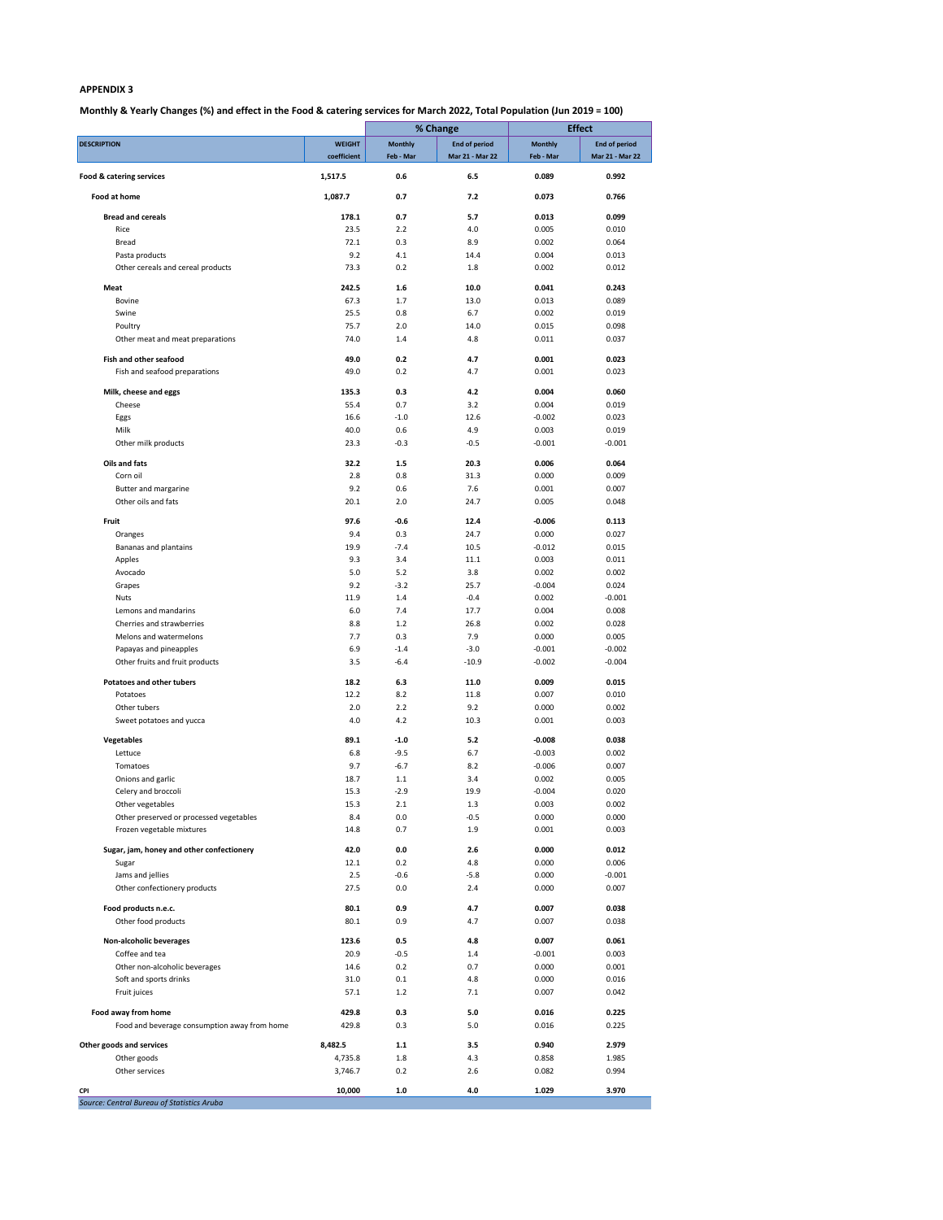**APPENDIX 3**

**Monthly & Yearly Changes (%) and effect in the Food & catering services for March 2022, Total Population (Jun 2019 = 100)**

| DESCRIPTION | WEIGHT coefficient | % Change Monthly Feb - Mar | % Change End of period Mar 21 - Mar 22 | Effect Monthly Feb - Mar | Effect End of period Mar 21 - Mar 22 |
|---|---|---|---|---|---|
| **Food & catering services** | **1,517.5** | **0.6** | **6.5** | **0.089** | **0.992** |
| **Food at home** | **1,087.7** | **0.7** | **7.2** | **0.073** | **0.766** |
| **Bread and cereals** | **178.1** | **0.7** | **5.7** | **0.013** | **0.099** |
| Rice | 23.5 | 2.2 | 4.0 | 0.005 | 0.010 |
| Bread | 72.1 | 0.3 | 8.9 | 0.002 | 0.064 |
| Pasta products | 9.2 | 4.1 | 14.4 | 0.004 | 0.013 |
| Other cereals and cereal products | 73.3 | 0.2 | 1.8 | 0.002 | 0.012 |
| **Meat** | **242.5** | **1.6** | **10.0** | **0.041** | **0.243** |
| Bovine | 67.3 | 1.7 | 13.0 | 0.013 | 0.089 |
| Swine | 25.5 | 0.8 | 6.7 | 0.002 | 0.019 |
| Poultry | 75.7 | 2.0 | 14.0 | 0.015 | 0.098 |
| Other meat and meat preparations | 74.0 | 1.4 | 4.8 | 0.011 | 0.037 |
| **Fish and other seafood** | **49.0** | **0.2** | **4.7** | **0.001** | **0.023** |
| Fish and seafood preparations | 49.0 | 0.2 | 4.7 | 0.001 | 0.023 |
| **Milk, cheese and eggs** | **135.3** | **0.3** | **4.2** | **0.004** | **0.060** |
| Cheese | 55.4 | 0.7 | 3.2 | 0.004 | 0.019 |
| Eggs | 16.6 | -1.0 | 12.6 | -0.002 | 0.023 |
| Milk | 40.0 | 0.6 | 4.9 | 0.003 | 0.019 |
| Other milk products | 23.3 | -0.3 | -0.5 | -0.001 | -0.001 |
| **Oils and fats** | **32.2** | **1.5** | **20.3** | **0.006** | **0.064** |
| Corn oil | 2.8 | 0.8 | 31.3 | 0.000 | 0.009 |
| Butter and margarine | 9.2 | 0.6 | 7.6 | 0.001 | 0.007 |
| Other oils and fats | 20.1 | 2.0 | 24.7 | 0.005 | 0.048 |
| **Fruit** | **97.6** | **-0.6** | **12.4** | **-0.006** | **0.113** |
| Oranges | 9.4 | 0.3 | 24.7 | 0.000 | 0.027 |
| Bananas and plantains | 19.9 | -7.4 | 10.5 | -0.012 | 0.015 |
| Apples | 9.3 | 3.4 | 11.1 | 0.003 | 0.011 |
| Avocado | 5.0 | 5.2 | 3.8 | 0.002 | 0.002 |
| Grapes | 9.2 | -3.2 | 25.7 | -0.004 | 0.024 |
| Nuts | 11.9 | 1.4 | -0.4 | 0.002 | -0.001 |
| Lemons and mandarins | 6.0 | 7.4 | 17.7 | 0.004 | 0.008 |
| Cherries and strawberries | 8.8 | 1.2 | 26.8 | 0.002 | 0.028 |
| Melons and watermelons | 7.7 | 0.3 | 7.9 | 0.000 | 0.005 |
| Papayas and pineapples | 6.9 | -1.4 | -3.0 | -0.001 | -0.002 |
| Other fruits and fruit products | 3.5 | -6.4 | -10.9 | -0.002 | -0.004 |
| **Potatoes and other tubers** | **18.2** | **6.3** | **11.0** | **0.009** | **0.015** |
| Potatoes | 12.2 | 8.2 | 11.8 | 0.007 | 0.010 |
| Other tubers | 2.0 | 2.2 | 9.2 | 0.000 | 0.002 |
| Sweet potatoes and yucca | 4.0 | 4.2 | 10.3 | 0.001 | 0.003 |
| **Vegetables** | **89.1** | **-1.0** | **5.2** | **-0.008** | **0.038** |
| Lettuce | 6.8 | -9.5 | 6.7 | -0.003 | 0.002 |
| Tomatoes | 9.7 | -6.7 | 8.2 | -0.006 | 0.007 |
| Onions and garlic | 18.7 | 1.1 | 3.4 | 0.002 | 0.005 |
| Celery and broccoli | 15.3 | -2.9 | 19.9 | -0.004 | 0.020 |
| Other vegetables | 15.3 | 2.1 | 1.3 | 0.003 | 0.002 |
| Other preserved or processed vegetables | 8.4 | 0.0 | -0.5 | 0.000 | 0.000 |
| Frozen vegetable mixtures | 14.8 | 0.7 | 1.9 | 0.001 | 0.003 |
| **Sugar, jam, honey and other confectionery** | **42.0** | **0.0** | **2.6** | **0.000** | **0.012** |
| Sugar | 12.1 | 0.2 | 4.8 | 0.000 | 0.006 |
| Jams and jellies | 2.5 | -0.6 | -5.8 | 0.000 | -0.001 |
| Other confectionery products | 27.5 | 0.0 | 2.4 | 0.000 | 0.007 |
| **Food products n.e.c.** | **80.1** | **0.9** | **4.7** | **0.007** | **0.038** |
| Other food products | 80.1 | 0.9 | 4.7 | 0.007 | 0.038 |
| **Non-alcoholic beverages** | **123.6** | **0.5** | **4.8** | **0.007** | **0.061** |
| Coffee and tea | 20.9 | -0.5 | 1.4 | -0.001 | 0.003 |
| Other non-alcoholic beverages | 14.6 | 0.2 | 0.7 | 0.000 | 0.001 |
| Soft and sports drinks | 31.0 | 0.1 | 4.8 | 0.000 | 0.016 |
| Fruit juices | 57.1 | 1.2 | 7.1 | 0.007 | 0.042 |
| **Food away from home** | **429.8** | **0.3** | **5.0** | **0.016** | **0.225** |
| Food and beverage consumption away from home | 429.8 | 0.3 | 5.0 | 0.016 | 0.225 |
| **Other goods and services** | **8,482.5** | **1.1** | **3.5** | **0.940** | **2.979** |
| Other goods | 4,735.8 | 1.8 | 4.3 | 0.858 | 1.985 |
| Other services | 3,746.7 | 0.2 | 2.6 | 0.082 | 0.994 |
| **CPI** | **10,000** | **1.0** | **4.0** | **1.029** | **3.970** |

*Source: Central Bureau of Statistics Aruba*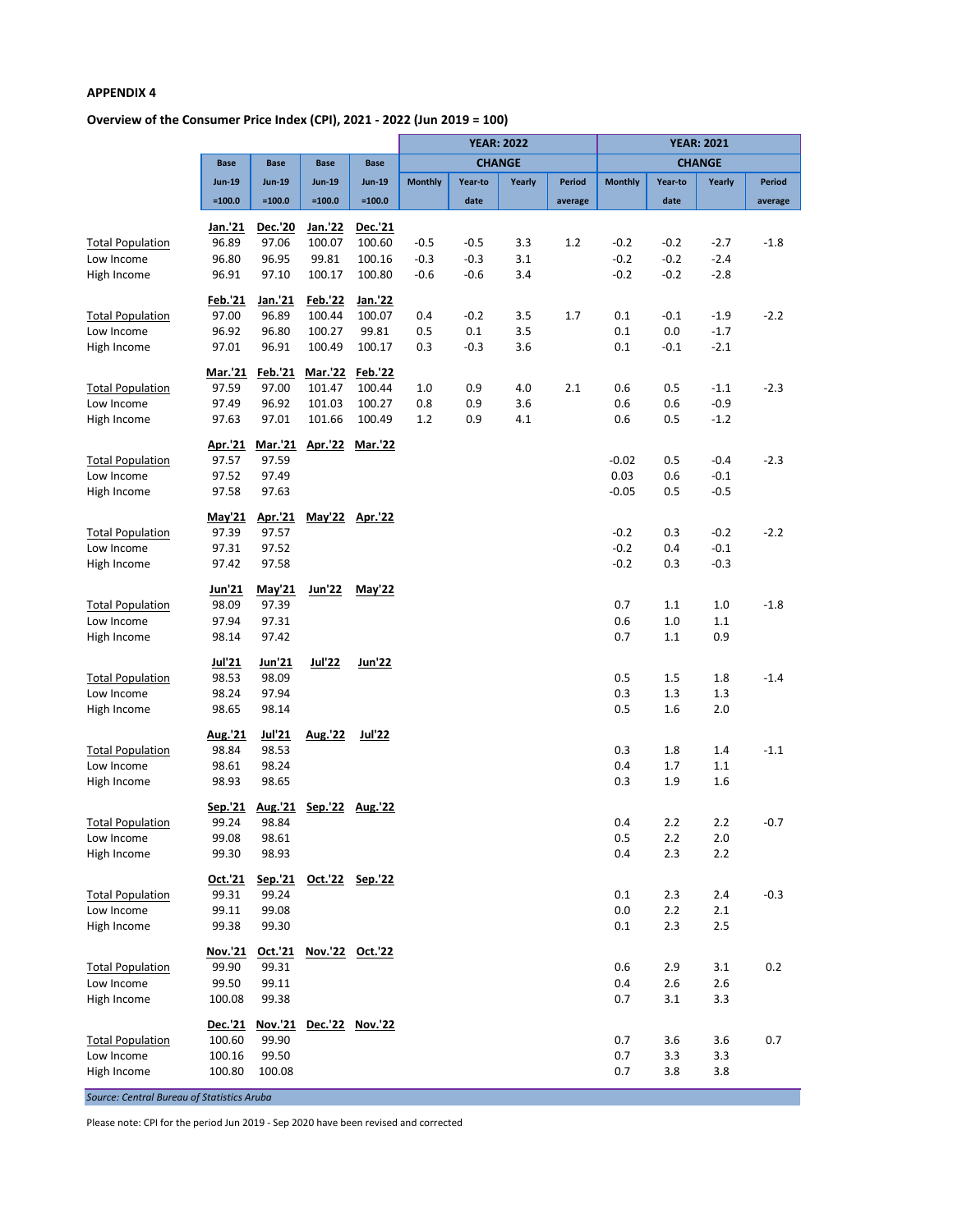**APPENDIX 4**

**Overview of the Consumer Price Index (CPI), 2021 - 2022 (Jun 2019 = 100)**

| | Base Jun-19 =100.0 | Base Jun-19 =100.0 | Base Jun-19 =100.0 | Base Jun-19 =100.0 | YEAR: 2022 CHANGE | | | | YEAR: 2021 CHANGE | | | |
|---|---|---|---|---|---|---|---|---|---|---|---|---|
| | | | | | Monthly | Year-to date | Yearly | Period average | Monthly | Year-to date | Yearly | Period average |
| | **Jan.'21** | **Dec.'20** | **Jan.'22** | **Dec.'21** | | | | | | | | |
| Total Population | 96.89 | 97.06 | 100.07 | 100.60 | -0.5 | -0.5 | 3.3 | 1.2 | -0.2 | -0.2 | -2.7 | -1.8 |
| Low Income | 96.80 | 96.95 | 99.81 | 100.16 | -0.3 | -0.3 | 3.1 | | -0.2 | -0.2 | -2.4 | |
| High Income | 96.91 | 97.10 | 100.17 | 100.80 | -0.6 | -0.6 | 3.4 | | -0.2 | -0.2 | -2.8 | |
| | **Feb.'21** | **Jan.'21** | **Feb.'22** | **Jan.'22** | | | | | | | | |
| Total Population | 97.00 | 96.89 | 100.44 | 100.07 | 0.4 | -0.2 | 3.5 | 1.7 | 0.1 | -0.1 | -1.9 | -2.2 |
| Low Income | 96.92 | 96.80 | 100.27 | 99.81 | 0.5 | 0.1 | 3.5 | | 0.1 | 0.0 | -1.7 | |
| High Income | 97.01 | 96.91 | 100.49 | 100.17 | 0.3 | -0.3 | 3.6 | | 0.1 | -0.1 | -2.1 | |
| | **Mar.'21** | **Feb.'21** | **Mar.'22** | **Feb.'22** | | | | | | | | |
| Total Population | 97.59 | 97.00 | 101.47 | 100.44 | 1.0 | 0.9 | 4.0 | 2.1 | 0.6 | 0.5 | -1.1 | -2.3 |
| Low Income | 97.49 | 96.92 | 101.03 | 100.27 | 0.8 | 0.9 | 3.6 | | 0.6 | 0.6 | -0.9 | |
| High Income | 97.63 | 97.01 | 101.66 | 100.49 | 1.2 | 0.9 | 4.1 | | 0.6 | 0.5 | -1.2 | |
| | **Apr.'21** | **Mar.'21** | **Apr.'22** | **Mar.'22** | | | | | | | | |
| Total Population | 97.57 | 97.59 | | | | | | | -0.02 | 0.5 | -0.4 | -2.3 |
| Low Income | 97.52 | 97.49 | | | | | | | 0.03 | 0.6 | -0.1 | |
| High Income | 97.58 | 97.63 | | | | | | | -0.05 | 0.5 | -0.5 | |
| | **May'21** | **Apr.'21** | **May'22** | **Apr.'22** | | | | | | | | |
| Total Population | 97.39 | 97.57 | | | | | | | -0.2 | 0.3 | -0.2 | -2.2 |
| Low Income | 97.31 | 97.52 | | | | | | | -0.2 | 0.4 | -0.1 | |
| High Income | 97.42 | 97.58 | | | | | | | -0.2 | 0.3 | -0.3 | |
| | **Jun'21** | **May'21** | **Jun'22** | **May'22** | | | | | | | | |
| Total Population | 98.09 | 97.39 | | | | | | | 0.7 | 1.1 | 1.0 | -1.8 |
| Low Income | 97.94 | 97.31 | | | | | | | 0.6 | 1.0 | 1.1 | |
| High Income | 98.14 | 97.42 | | | | | | | 0.7 | 1.1 | 0.9 | |
| | **Jul'21** | **Jun'21** | **Jul'22** | **Jun'22** | | | | | | | | |
| Total Population | 98.53 | 98.09 | | | | | | | 0.5 | 1.5 | 1.8 | -1.4 |
| Low Income | 98.24 | 97.94 | | | | | | | 0.3 | 1.3 | 1.3 | |
| High Income | 98.65 | 98.14 | | | | | | | 0.5 | 1.6 | 2.0 | |
| | **Aug.'21** | **Jul'21** | **Aug.'22** | **Jul'22** | | | | | | | | |
| Total Population | 98.84 | 98.53 | | | | | | | 0.3 | 1.8 | 1.4 | -1.1 |
| Low Income | 98.61 | 98.24 | | | | | | | 0.4 | 1.7 | 1.1 | |
| High Income | 98.93 | 98.65 | | | | | | | 0.3 | 1.9 | 1.6 | |
| | **Sep.'21** | **Aug.'21** | **Sep.'22** | **Aug.'22** | | | | | | | | |
| Total Population | 99.24 | 98.84 | | | | | | | 0.4 | 2.2 | 2.2 | -0.7 |
| Low Income | 99.08 | 98.61 | | | | | | | 0.5 | 2.2 | 2.0 | |
| High Income | 99.30 | 98.93 | | | | | | | 0.4 | 2.3 | 2.2 | |
| | **Oct.'21** | **Sep.'21** | **Oct.'22** | **Sep.'22** | | | | | | | | |
| Total Population | 99.31 | 99.24 | | | | | | | 0.1 | 2.3 | 2.4 | -0.3 |
| Low Income | 99.11 | 99.08 | | | | | | | 0.0 | 2.2 | 2.1 | |
| High Income | 99.38 | 99.30 | | | | | | | 0.1 | 2.3 | 2.5 | |
| | **Nov.'21** | **Oct.'21** | **Nov.'22** | **Oct.'22** | | | | | | | | |
| Total Population | 99.90 | 99.31 | | | | | | | 0.6 | 2.9 | 3.1 | 0.2 |
| Low Income | 99.50 | 99.11 | | | | | | | 0.4 | 2.6 | 2.6 | |
| High Income | 100.08 | 99.38 | | | | | | | 0.7 | 3.1 | 3.3 | |
| | **Dec.'21** | **Nov.'21** | **Dec.'22** | **Nov.'22** | | | | | | | | |
| Total Population | 100.60 | 99.90 | | | | | | | 0.7 | 3.6 | 3.6 | 0.7 |
| Low Income | 100.16 | 99.50 | | | | | | | 0.7 | 3.3 | 3.3 | |
| High Income | 100.80 | 100.08 | | | | | | | 0.7 | 3.8 | 3.8 | |

*Source: Central Bureau of Statistics Aruba*

Please note: CPI for the period Jun 2019 - Sep 2020 have been revised and corrected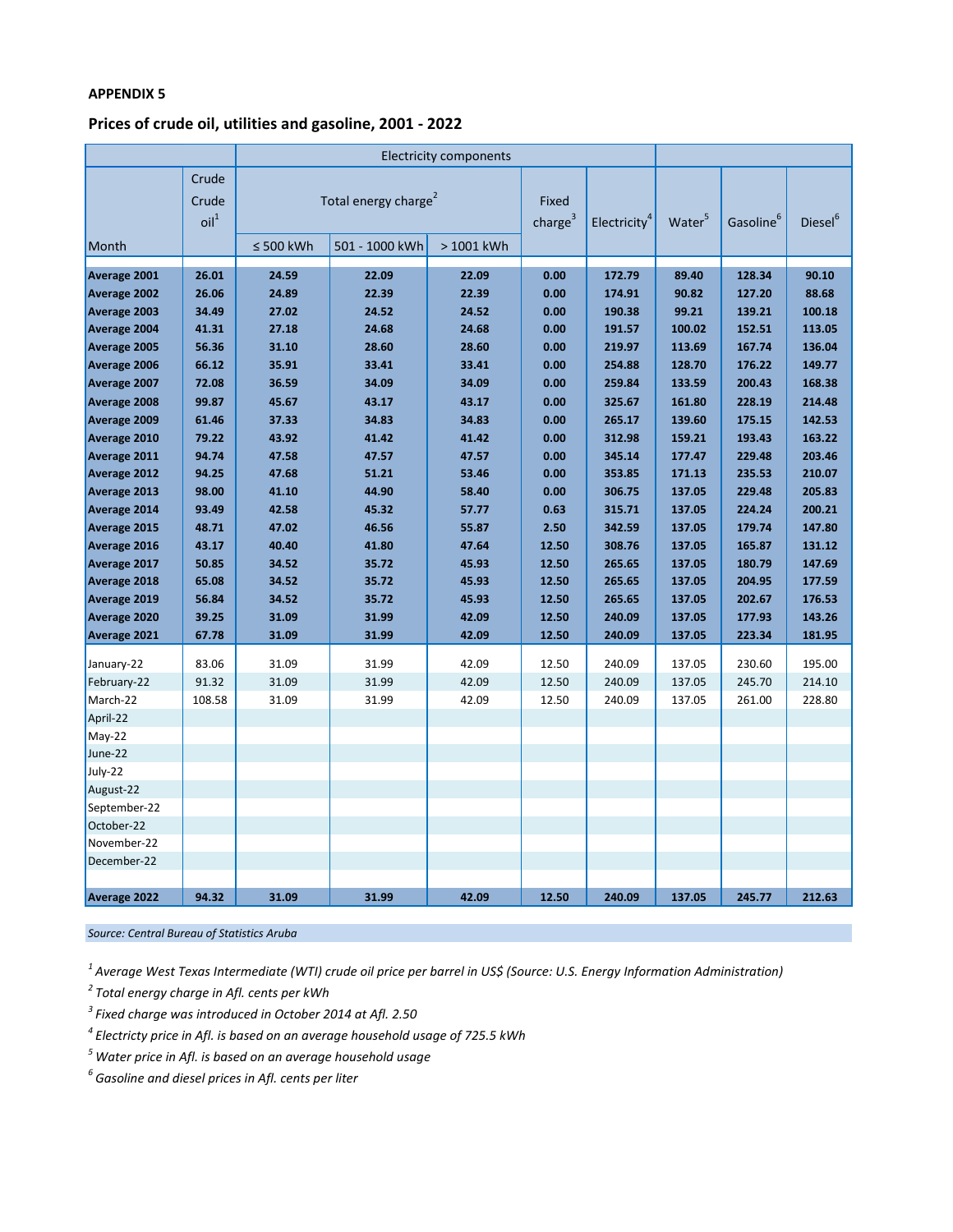**APPENDIX 5**

## Prices of crude oil, utilities and gasoline, 2001 - 2022

| | | Electricity components | | | | | | | |
|---|---|---|---|---|---|---|---|---|---|
| | Crude Crude oil[1] | Total energy charge[2] | | | Fixed charge[3] | Electricity[4] | Water[5] | Gasoline[6] | Diesel[6] |
| Month | | ≤ 500 kWh | 501 - 1000 kWh | > 1001 kWh | | | | | |
| **Average 2001** | **26.01** | **24.59** | **22.09** | **22.09** | **0.00** | **172.79** | **89.40** | **128.34** | **90.10** |
| **Average 2002** | **26.06** | **24.89** | **22.39** | **22.39** | **0.00** | **174.91** | **90.82** | **127.20** | **88.68** |
| **Average 2003** | **34.49** | **27.02** | **24.52** | **24.52** | **0.00** | **190.38** | **99.21** | **139.21** | **100.18** |
| **Average 2004** | **41.31** | **27.18** | **24.68** | **24.68** | **0.00** | **191.57** | **100.02** | **152.51** | **113.05** |
| **Average 2005** | **56.36** | **31.10** | **28.60** | **28.60** | **0.00** | **219.97** | **113.69** | **167.74** | **136.04** |
| **Average 2006** | **66.12** | **35.91** | **33.41** | **33.41** | **0.00** | **254.88** | **128.70** | **176.22** | **149.77** |
| **Average 2007** | **72.08** | **36.59** | **34.09** | **34.09** | **0.00** | **259.84** | **133.59** | **200.43** | **168.38** |
| **Average 2008** | **99.87** | **45.67** | **43.17** | **43.17** | **0.00** | **325.67** | **161.80** | **228.19** | **214.48** |
| **Average 2009** | **61.46** | **37.33** | **34.83** | **34.83** | **0.00** | **265.17** | **139.60** | **175.15** | **142.53** |
| **Average 2010** | **79.22** | **43.92** | **41.42** | **41.42** | **0.00** | **312.98** | **159.21** | **193.43** | **163.22** |
| **Average 2011** | **94.74** | **47.58** | **47.57** | **47.57** | **0.00** | **345.14** | **177.47** | **229.48** | **203.46** |
| **Average 2012** | **94.25** | **47.68** | **51.21** | **53.46** | **0.00** | **353.85** | **171.13** | **235.53** | **210.07** |
| **Average 2013** | **98.00** | **41.10** | **44.90** | **58.40** | **0.00** | **306.75** | **137.05** | **229.48** | **205.83** |
| **Average 2014** | **93.49** | **42.58** | **45.32** | **57.77** | **0.63** | **315.71** | **137.05** | **224.24** | **200.21** |
| **Average 2015** | **48.71** | **47.02** | **46.56** | **55.87** | **2.50** | **342.59** | **137.05** | **179.74** | **147.80** |
| **Average 2016** | **43.17** | **40.40** | **41.80** | **47.64** | **12.50** | **308.76** | **137.05** | **165.87** | **131.12** |
| **Average 2017** | **50.85** | **34.52** | **35.72** | **45.93** | **12.50** | **265.65** | **137.05** | **180.79** | **147.69** |
| **Average 2018** | **65.08** | **34.52** | **35.72** | **45.93** | **12.50** | **265.65** | **137.05** | **204.95** | **177.59** |
| **Average 2019** | **56.84** | **34.52** | **35.72** | **45.93** | **12.50** | **265.65** | **137.05** | **202.67** | **176.53** |
| **Average 2020** | **39.25** | **31.09** | **31.99** | **42.09** | **12.50** | **240.09** | **137.05** | **177.93** | **143.26** |
| **Average 2021** | **67.78** | **31.09** | **31.99** | **42.09** | **12.50** | **240.09** | **137.05** | **223.34** | **181.95** |
| January-22 | 83.06 | 31.09 | 31.99 | 42.09 | 12.50 | 240.09 | 137.05 | 230.60 | 195.00 |
| February-22 | 91.32 | 31.09 | 31.99 | 42.09 | 12.50 | 240.09 | 137.05 | 245.70 | 214.10 |
| March-22 | 108.58 | 31.09 | 31.99 | 42.09 | 12.50 | 240.09 | 137.05 | 261.00 | 228.80 |
| April-22 | | | | | | | | | |
| May-22 | | | | | | | | | |
| June-22 | | | | | | | | | |
| July-22 | | | | | | | | | |
| August-22 | | | | | | | | | |
| September-22 | | | | | | | | | |
| October-22 | | | | | | | | | |
| November-22 | | | | | | | | | |
| December-22 | | | | | | | | | |
| **Average 2022** | **94.32** | **31.09** | **31.99** | **42.09** | **12.50** | **240.09** | **137.05** | **245.77** | **212.63** |

*Source: Central Bureau of Statistics Aruba*

[1] *Average West Texas Intermediate (WTI) crude oil price per barrel in US$ (Source: U.S. Energy Information Administration)*

[2] *Total energy charge in Afl. cents per kWh*

[3] *Fixed charge was introduced in October 2014 at Afl. 2.50*

[4] *Electricty price in Afl. is based on an average household usage of 725.5 kWh*

[5] *Water price in Afl. is based on an average household usage*

[6] *Gasoline and diesel prices in Afl. cents per liter*